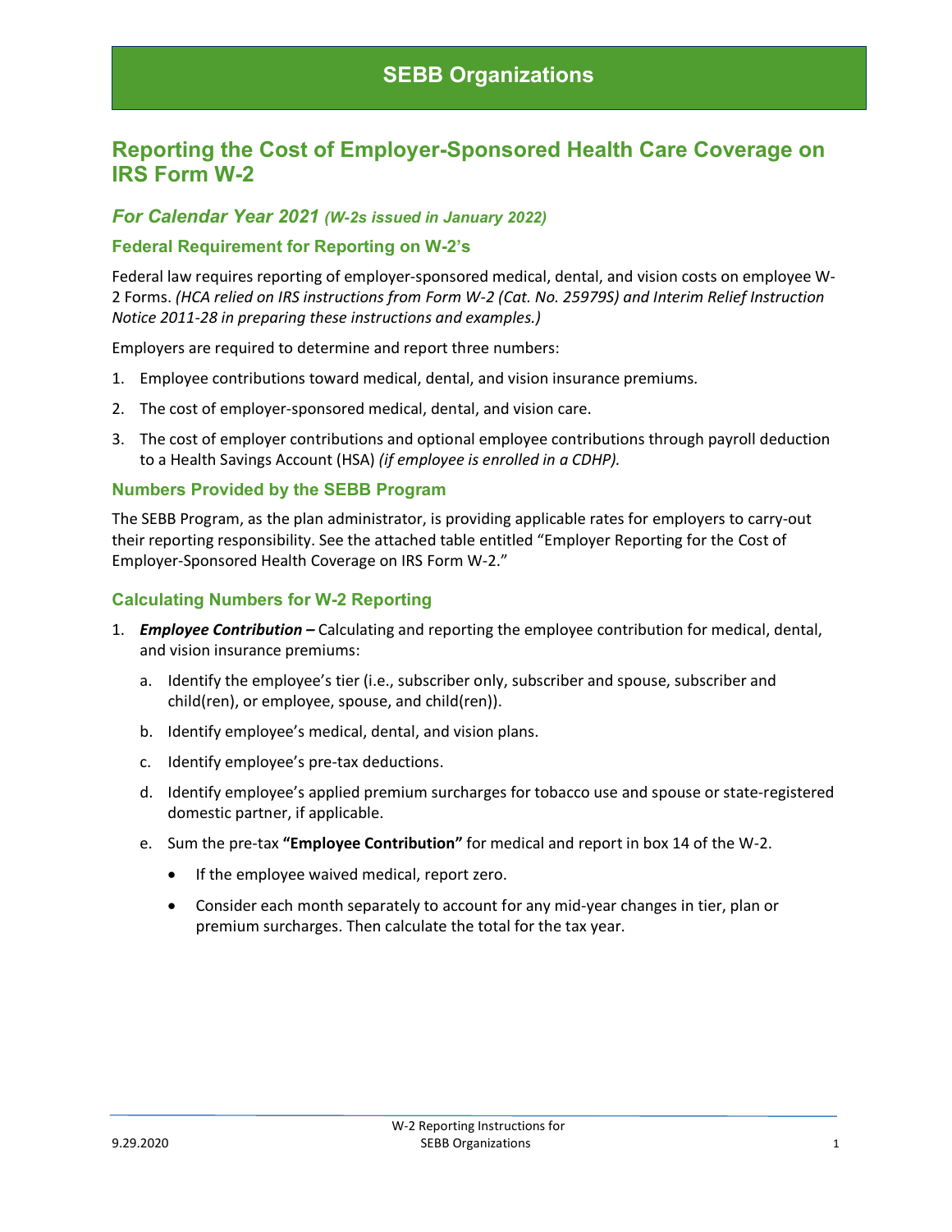# SEBB Organizations

## Reporting the Cost of Employer-Sponsored Health Care Coverage on IRS Form W-2

### *For Calendar Year 2021 (W-2s issued in January 2022)*

### Federal Requirement for Reporting on W-2's

Federal law requires reporting of employer-sponsored medical, dental, and vision costs on employee W-2 Forms. *(HCA relied on IRS instructions from Form W-2 (Cat. No. 25979S) and Interim Relief Instruction Notice 2011-28 in preparing these instructions and examples.)*

Employers are required to determine and report three numbers:

1. Employee contributions toward medical, dental, and vision insurance premiums.
2. The cost of employer-sponsored medical, dental, and vision care.
3. The cost of employer contributions and optional employee contributions through payroll deduction to a Health Savings Account (HSA) *(if employee is enrolled in a CDHP).*

### Numbers Provided by the SEBB Program

The SEBB Program, as the plan administrator, is providing applicable rates for employers to carry-out their reporting responsibility. See the attached table entitled "Employer Reporting for the Cost of Employer-Sponsored Health Coverage on IRS Form W-2."

### Calculating Numbers for W-2 Reporting

1. ***Employee Contribution –*** Calculating and reporting the employee contribution for medical, dental, and vision insurance premiums:
   a. Identify the employee's tier (i.e., subscriber only, subscriber and spouse, subscriber and child(ren), or employee, spouse, and child(ren)).
   b. Identify employee's medical, dental, and vision plans.
   c. Identify employee's pre-tax deductions.
   d. Identify employee's applied premium surcharges for tobacco use and spouse or state-registered domestic partner, if applicable.
   e. Sum the pre-tax **"Employee Contribution"** for medical and report in box 14 of the W-2.
      - If the employee waived medical, report zero.
      - Consider each month separately to account for any mid-year changes in tier, plan or premium surcharges. Then calculate the total for the tax year.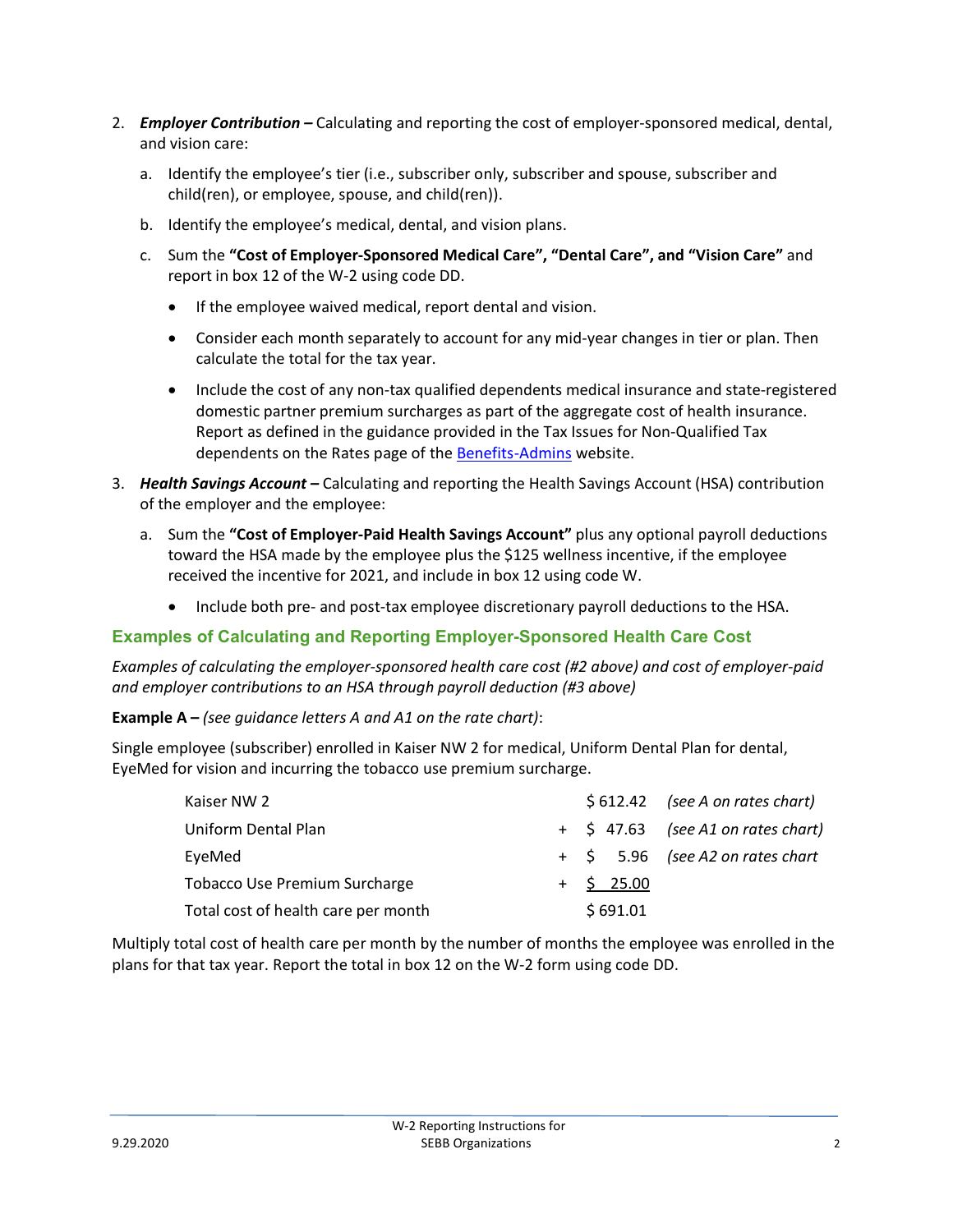2. ***Employer Contribution –*** Calculating and reporting the cost of employer-sponsored medical, dental, and vision care:

    a. Identify the employee's tier (i.e., subscriber only, subscriber and spouse, subscriber and child(ren), or employee, spouse, and child(ren)).

    b. Identify the employee's medical, dental, and vision plans.

    c. Sum the **"Cost of Employer-Sponsored Medical Care", "Dental Care", and "Vision Care"** and report in box 12 of the W-2 using code DD.

    - If the employee waived medical, report dental and vision.
    - Consider each month separately to account for any mid-year changes in tier or plan. Then calculate the total for the tax year.
    - Include the cost of any non-tax qualified dependents medical insurance and state-registered domestic partner premium surcharges as part of the aggregate cost of health insurance. Report as defined in the guidance provided in the Tax Issues for Non-Qualified Tax dependents on the Rates page of the Benefits-Admins website.

3. ***Health Savings Account –*** Calculating and reporting the Health Savings Account (HSA) contribution of the employer and the employee:

    a. Sum the **"Cost of Employer-Paid Health Savings Account"** plus any optional payroll deductions toward the HSA made by the employee plus the $125 wellness incentive, if the employee received the incentive for 2021, and include in box 12 using code W.

    - Include both pre- and post-tax employee discretionary payroll deductions to the HSA.

## Examples of Calculating and Reporting Employer-Sponsored Health Care Cost

*Examples of calculating the employer-sponsored health care cost (#2 above) and cost of employer-paid and employer contributions to an HSA through payroll deduction (#3 above)*

**Example A –** *(see guidance letters A and A1 on the rate chart)*:

Single employee (subscriber) enrolled in Kaiser NW 2 for medical, Uniform Dental Plan for dental, EyeMed for vision and incurring the tobacco use premium surcharge.

| | | | |
|---|---|---|---|
| Kaiser NW 2 | | $ 612.42 | *(see A on rates chart)* |
| Uniform Dental Plan | + | $ 47.63 | *(see A1 on rates chart)* |
| EyeMed | + | $ 5.96 | *(see A2 on rates chart* |
| Tobacco Use Premium Surcharge | + | $ 25.00 | |
| Total cost of health care per month | | $ 691.01 | |

Multiply total cost of health care per month by the number of months the employee was enrolled in the plans for that tax year. Report the total in box 12 on the W-2 form using code DD.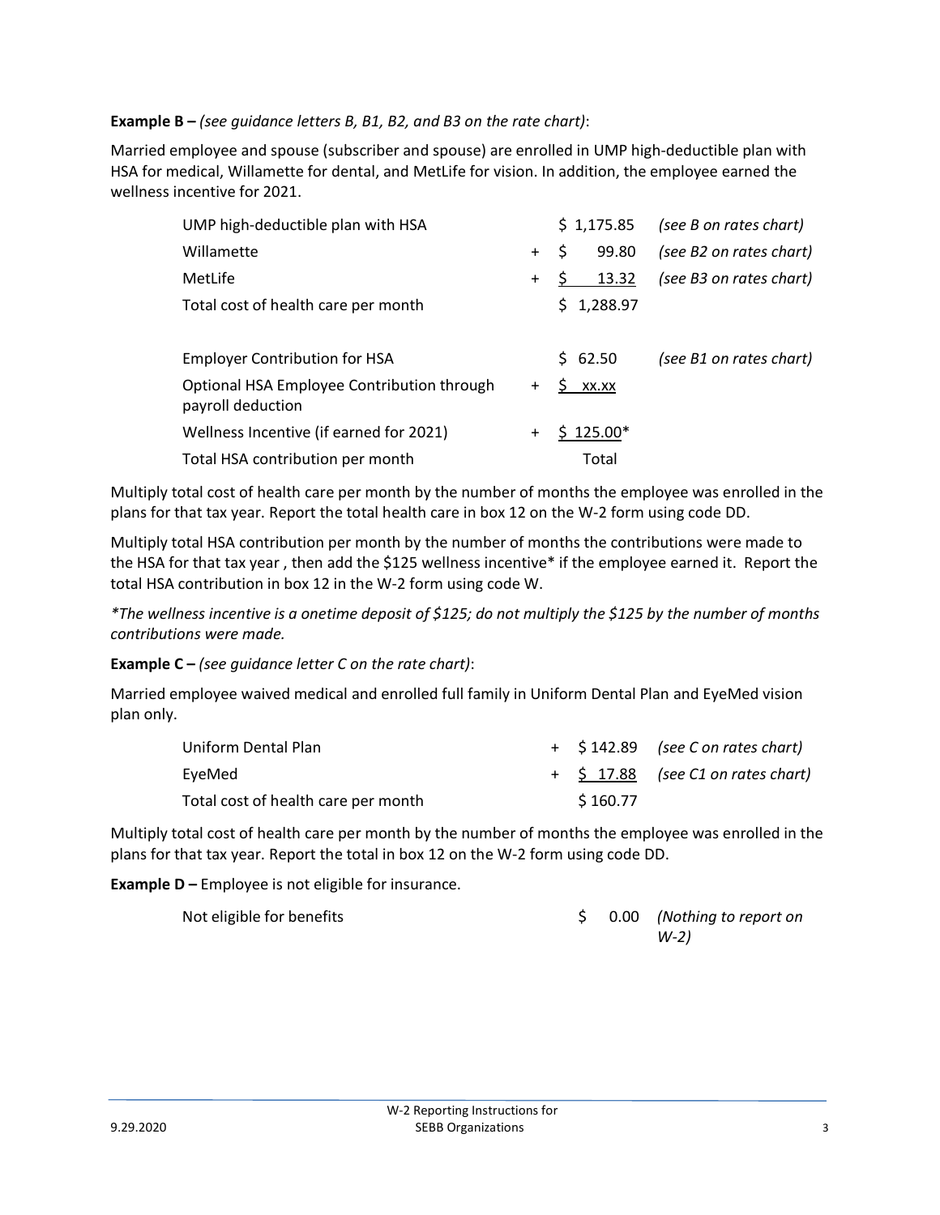**Example B –** *(see guidance letters B, B1, B2, and B3 on the rate chart)*:

Married employee and spouse (subscriber and spouse) are enrolled in UMP high-deductible plan with HSA for medical, Willamette for dental, and MetLife for vision. In addition, the employee earned the wellness incentive for 2021.

| | | | |
|---|---|---|---|
| UMP high-deductible plan with HSA | | $ 1,175.85 | *(see B on rates chart)* |
| Willamette | + | $ 99.80 | *(see B2 on rates chart)* |
| MetLife | + | $ 13.32 | *(see B3 on rates chart)* |
| Total cost of health care per month | | $ 1,288.97 | |
| | | | |
| Employer Contribution for HSA | | $ 62.50 | *(see B1 on rates chart)* |
| Optional HSA Employee Contribution through payroll deduction | + | $ xx.xx | |
| Wellness Incentive (if earned for 2021) | + | $ 125.00* | |
| Total HSA contribution per month | | Total | |

Multiply total cost of health care per month by the number of months the employee was enrolled in the plans for that tax year. Report the total health care in box 12 on the W-2 form using code DD.

Multiply total HSA contribution per month by the number of months the contributions were made to the HSA for that tax year , then add the $125 wellness incentive* if the employee earned it. Report the total HSA contribution in box 12 in the W-2 form using code W.

*\*The wellness incentive is a onetime deposit of $125; do not multiply the $125 by the number of months contributions were made.*

**Example C –** *(see guidance letter C on the rate chart)*:

Married employee waived medical and enrolled full family in Uniform Dental Plan and EyeMed vision plan only.

| | | | |
|---|---|---|---|
| Uniform Dental Plan | + | $ 142.89 | *(see C on rates chart)* |
| EyeMed | + | $ 17.88 | *(see C1 on rates chart)* |
| Total cost of health care per month | | $ 160.77 | |

Multiply total cost of health care per month by the number of months the employee was enrolled in the plans for that tax year. Report the total in box 12 on the W-2 form using code DD.

**Example D –** Employee is not eligible for insurance.

| | | |
|---|---|---|
| Not eligible for benefits | $ 0.00 | *(Nothing to report on W-2)* |